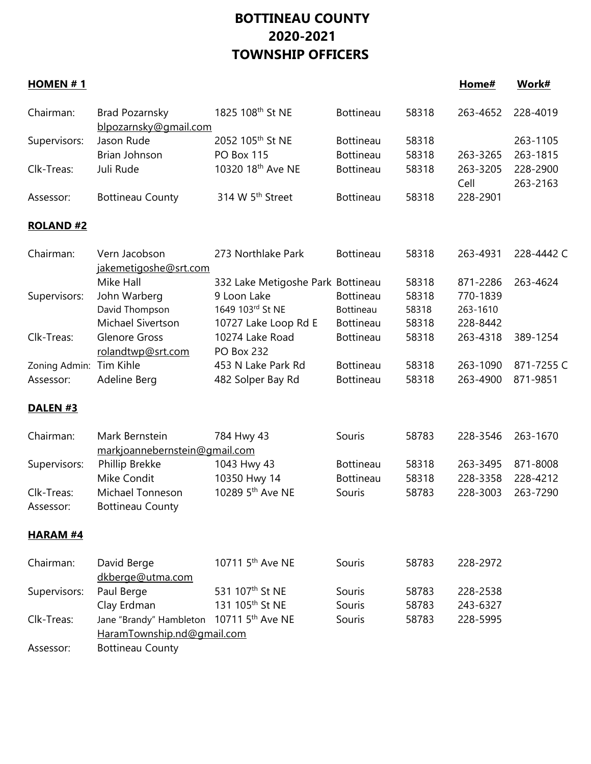# BOTTINEAU COUNTY
# 2020-2021
# TOWNSHIP OFFICERS

## HOMEN # 1

| | | | | | Home# | Work# |
|---|---|---|---|---|---|---|
| Chairman: | Brad Pozarnsky | 1825 108th St NE | Bottineau | 58318 | 263-4652 | 228-4019 |
| | blpozarnsky@gmail.com | | | | | |
| Supervisors: | Jason Rude | 2052 105th St NE | Bottineau | 58318 | | 263-1105 |
| | Brian Johnson | PO Box 115 | Bottineau | 58318 | 263-3265 | 263-1815 |
| Clk-Treas: | Juli Rude | 10320 18th Ave NE | Bottineau | 58318 | 263-3205 | 228-2900 |
| | | | | | Cell | 263-2163 |
| Assessor: | Bottineau County | 314 W 5th Street | Bottineau | 58318 | 228-2901 | |

## ROLAND #2

| | | | | | | |
|---|---|---|---|---|---|---|
| Chairman: | Vern Jacobson | 273 Northlake Park | Bottineau | 58318 | 263-4931 | 228-4442 C |
| | jakemetigoshe@srt.com | | | | | |
| | Mike Hall | 332 Lake Metigoshe Park | Bottineau | 58318 | 871-2286 | 263-4624 |
| Supervisors: | John Warberg | 9 Loon Lake | Bottineau | 58318 | 770-1839 | |
| | David Thompson | 1649 103rd St NE | Bottineau | 58318 | 263-1610 | |
| | Michael Sivertson | 10727 Lake Loop Rd E | Bottineau | 58318 | 228-8442 | |
| Clk-Treas: | Glenore Gross | 10274 Lake Road | Bottineau | 58318 | 263-4318 | 389-1254 |
| | rolandtwp@srt.com | PO Box 232 | | | | |
| Zoning Admin: | Tim Kihle | 453 N Lake Park Rd | Bottineau | 58318 | 263-1090 | 871-7255 C |
| Assessor: | Adeline Berg | 482 Solper Bay Rd | Bottineau | 58318 | 263-4900 | 871-9851 |

## DALEN #3

| | | | | | | |
|---|---|---|---|---|---|---|
| Chairman: | Mark Bernstein | 784 Hwy 43 | Souris | 58783 | 228-3546 | 263-1670 |
| | markjoannebernstein@gmail.com | | | | | |
| Supervisors: | Phillip Brekke | 1043 Hwy 43 | Bottineau | 58318 | 263-3495 | 871-8008 |
| | Mike Condit | 10350 Hwy 14 | Bottineau | 58318 | 228-3358 | 228-4212 |
| Clk-Treas: | Michael Tonneson | 10289 5th Ave NE | Souris | 58783 | 228-3003 | 263-7290 |
| Assessor: | Bottineau County | | | | | |

## HARAM #4

| | | | | | | |
|---|---|---|---|---|---|---|
| Chairman: | David Berge | 10711 5th Ave NE | Souris | 58783 | 228-2972 | |
| | dkberge@utma.com | | | | | |
| Supervisors: | Paul Berge | 531 107th St NE | Souris | 58783 | 228-2538 | |
| | Clay Erdman | 131 105th St NE | Souris | 58783 | 243-6327 | |
| Clk-Treas: | Jane "Brandy" Hambleton | 10711 5th Ave NE | Souris | 58783 | 228-5995 | |
| | HaramTownship.nd@gmail.com | | | | | |
| Assessor: | Bottineau County | | | | | |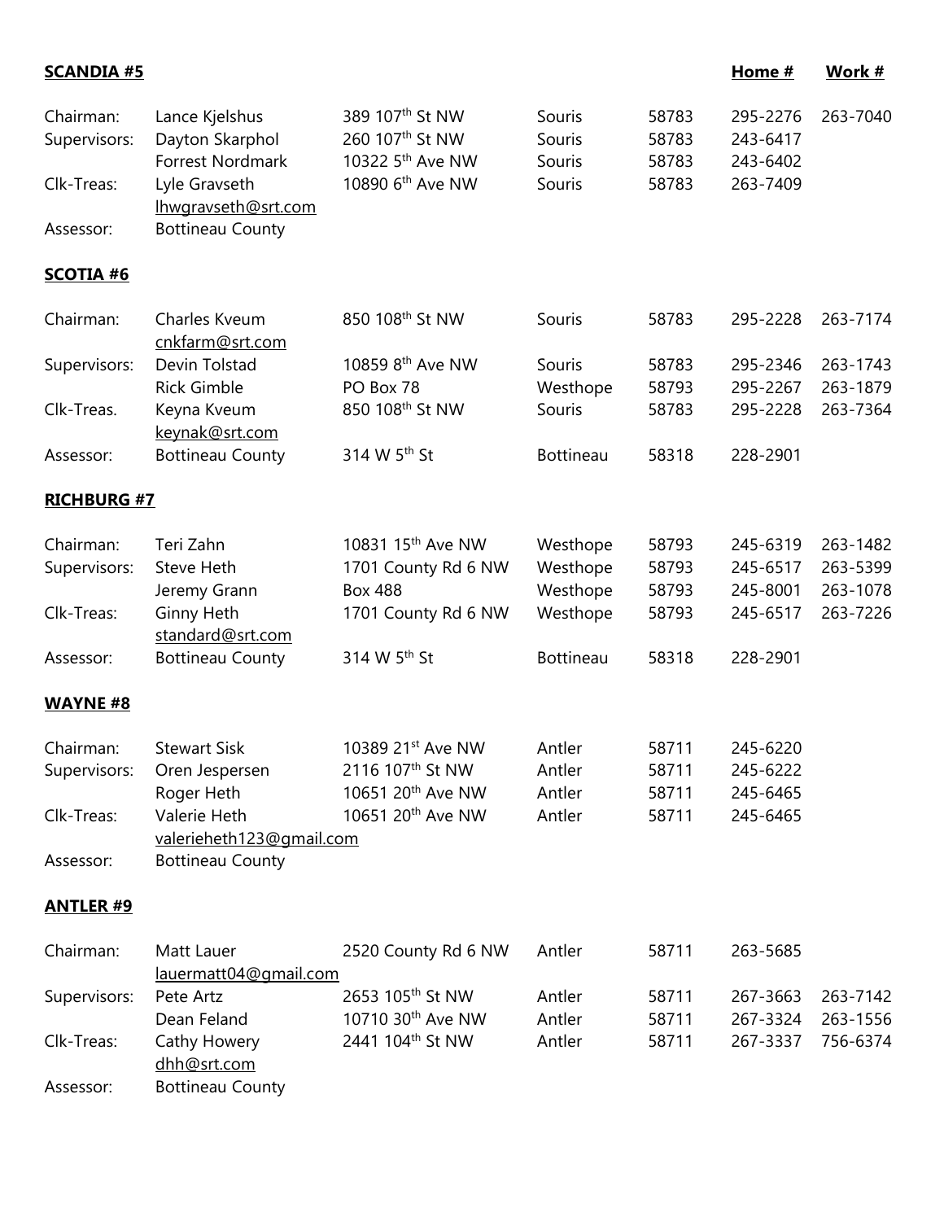## SCANDIA #5

| | | | | | Home # | Work # |
|---|---|---|---|---|---|---|
| Chairman: | Lance Kjelshus | 389 107th St NW | Souris | 58783 | 295-2276 | 263-7040 |
| Supervisors: | Dayton Skarphol | 260 107th St NW | Souris | 58783 | 243-6417 | |
| | Forrest Nordmark | 10322 5th Ave NW | Souris | 58783 | 243-6402 | |
| Clk-Treas: | Lyle Gravseth | 10890 6th Ave NW | Souris | 58783 | 263-7409 | |
| | lhwgravseth@srt.com | | | | | |
| Assessor: | Bottineau County | | | | | |

## SCOTIA #6

| | | | | | | |
|---|---|---|---|---|---|---|
| Chairman: | Charles Kveum | 850 108th St NW | Souris | 58783 | 295-2228 | 263-7174 |
| | cnkfarm@srt.com | | | | | |
| Supervisors: | Devin Tolstad | 10859 8th Ave NW | Souris | 58783 | 295-2346 | 263-1743 |
| | Rick Gimble | PO Box 78 | Westhope | 58793 | 295-2267 | 263-1879 |
| Clk-Treas. | Keyna Kveum | 850 108th St NW | Souris | 58783 | 295-2228 | 263-7364 |
| | keynak@srt.com | | | | | |
| Assessor: | Bottineau County | 314 W 5th St | Bottineau | 58318 | 228-2901 | |

## RICHBURG #7

| | | | | | | |
|---|---|---|---|---|---|---|
| Chairman: | Teri Zahn | 10831 15th Ave NW | Westhope | 58793 | 245-6319 | 263-1482 |
| Supervisors: | Steve Heth | 1701 County Rd 6 NW | Westhope | 58793 | 245-6517 | 263-5399 |
| | Jeremy Grann | Box 488 | Westhope | 58793 | 245-8001 | 263-1078 |
| Clk-Treas: | Ginny Heth | 1701 County Rd 6 NW | Westhope | 58793 | 245-6517 | 263-7226 |
| | standard@srt.com | | | | | |
| Assessor: | Bottineau County | 314 W 5th St | Bottineau | 58318 | 228-2901 | |

## WAYNE #8

| | | | | | | |
|---|---|---|---|---|---|---|
| Chairman: | Stewart Sisk | 10389 21st Ave NW | Antler | 58711 | 245-6220 | |
| Supervisors: | Oren Jespersen | 2116 107th St NW | Antler | 58711 | 245-6222 | |
| | Roger Heth | 10651 20th Ave NW | Antler | 58711 | 245-6465 | |
| Clk-Treas: | Valerie Heth | 10651 20th Ave NW | Antler | 58711 | 245-6465 | |
| | valerieheth123@gmail.com | | | | | |
| Assessor: | Bottineau County | | | | | |

## ANTLER #9

| | | | | | | |
|---|---|---|---|---|---|---|
| Chairman: | Matt Lauer | 2520 County Rd 6 NW | Antler | 58711 | 263-5685 | |
| | lauermatt04@gmail.com | | | | | |
| Supervisors: | Pete Artz | 2653 105th St NW | Antler | 58711 | 267-3663 | 263-7142 |
| | Dean Feland | 10710 30th Ave NW | Antler | 58711 | 267-3324 | 263-1556 |
| Clk-Treas: | Cathy Howery | 2441 104th St NW | Antler | 58711 | 267-3337 | 756-6374 |
| | dhh@srt.com | | | | | |
| Assessor: | Bottineau County | | | | | |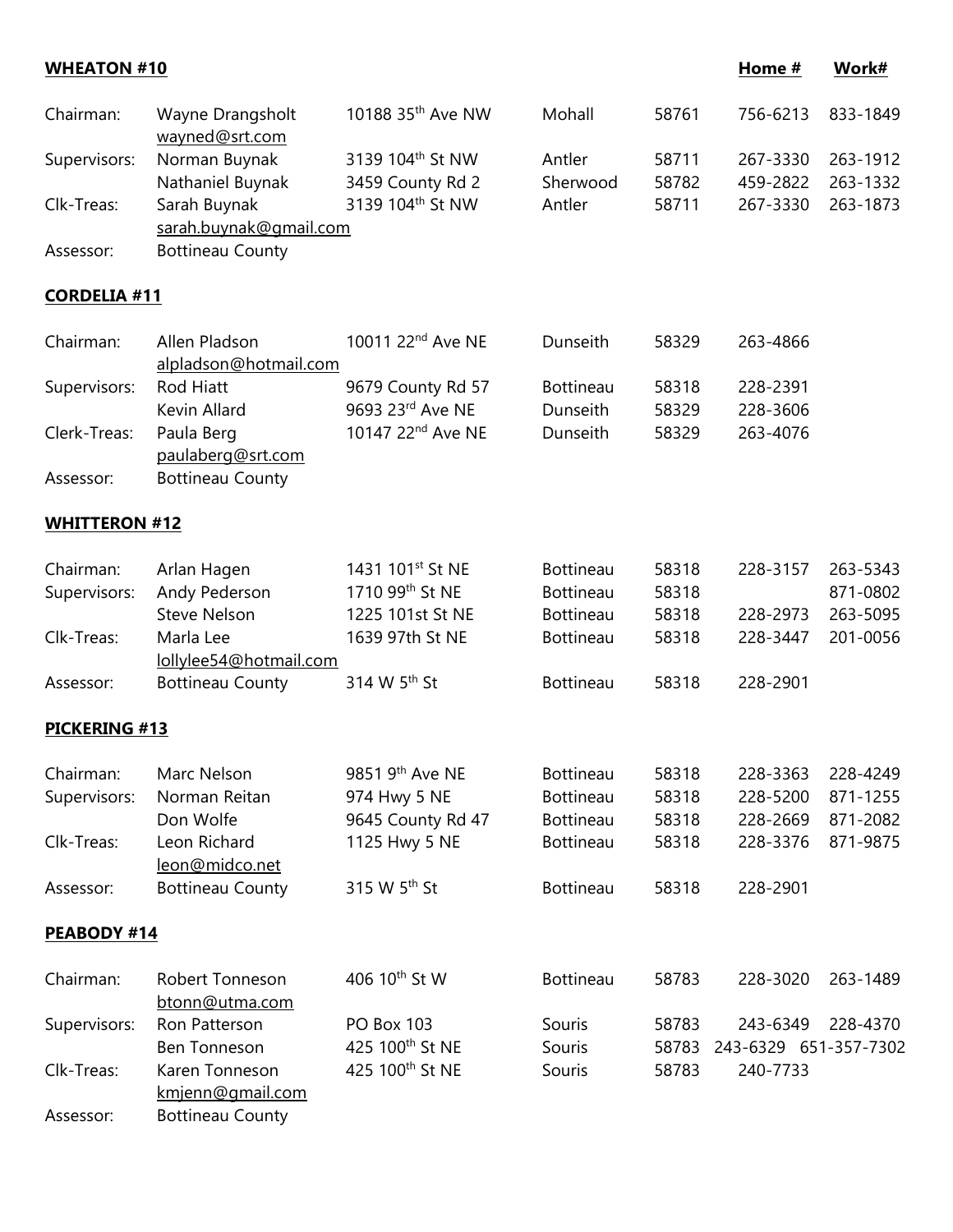## WHEATON #10

| | | | | | Home # | Work# |
|---|---|---|---|---|---|---|
| Chairman: | Wayne Drangsholt | 10188 35th Ave NW | Mohall | 58761 | 756-6213 | 833-1849 |
| | wayned@srt.com | | | | | |
| Supervisors: | Norman Buynak | 3139 104th St NW | Antler | 58711 | 267-3330 | 263-1912 |
| | Nathaniel Buynak | 3459 County Rd 2 | Sherwood | 58782 | 459-2822 | 263-1332 |
| Clk-Treas: | Sarah Buynak | 3139 104th St NW | Antler | 58711 | 267-3330 | 263-1873 |
| | sarah.buynak@gmail.com | | | | | |
| Assessor: | Bottineau County | | | | | |

## CORDELIA #11

| | | | | | | |
|---|---|---|---|---|---|---|
| Chairman: | Allen Pladson | 10011 22nd Ave NE | Dunseith | 58329 | 263-4866 | |
| | alpladson@hotmail.com | | | | | |
| Supervisors: | Rod Hiatt | 9679 County Rd 57 | Bottineau | 58318 | 228-2391 | |
| | Kevin Allard | 9693 23rd Ave NE | Dunseith | 58329 | 228-3606 | |
| Clerk-Treas: | Paula Berg | 10147 22nd Ave NE | Dunseith | 58329 | 263-4076 | |
| | paulaberg@srt.com | | | | | |
| Assessor: | Bottineau County | | | | | |

## WHITTERON #12

| | | | | | | |
|---|---|---|---|---|---|---|
| Chairman: | Arlan Hagen | 1431 101st St NE | Bottineau | 58318 | 228-3157 | 263-5343 |
| Supervisors: | Andy Pederson | 1710 99th St NE | Bottineau | 58318 | | 871-0802 |
| | Steve Nelson | 1225 101st St NE | Bottineau | 58318 | 228-2973 | 263-5095 |
| Clk-Treas: | Marla Lee | 1639 97th St NE | Bottineau | 58318 | 228-3447 | 201-0056 |
| | lollylee54@hotmail.com | | | | | |
| Assessor: | Bottineau County | 314 W 5th St | Bottineau | 58318 | 228-2901 | |

## PICKERING #13

| | | | | | | |
|---|---|---|---|---|---|---|
| Chairman: | Marc Nelson | 9851 9th Ave NE | Bottineau | 58318 | 228-3363 | 228-4249 |
| Supervisors: | Norman Reitan | 974 Hwy 5 NE | Bottineau | 58318 | 228-5200 | 871-1255 |
| | Don Wolfe | 9645 County Rd 47 | Bottineau | 58318 | 228-2669 | 871-2082 |
| Clk-Treas: | Leon Richard | 1125 Hwy 5 NE | Bottineau | 58318 | 228-3376 | 871-9875 |
| | leon@midco.net | | | | | |
| Assessor: | Bottineau County | 315 W 5th St | Bottineau | 58318 | 228-2901 | |

## PEABODY #14

| | | | | | | |
|---|---|---|---|---|---|---|
| Chairman: | Robert Tonneson | 406 10th St W | Bottineau | 58783 | 228-3020 | 263-1489 |
| | btonn@utma.com | | | | | |
| Supervisors: | Ron Patterson | PO Box 103 | Souris | 58783 | 243-6349 | 228-4370 |
| | Ben Tonneson | 425 100th St NE | Souris | 58783 | 243-6329 | 651-357-7302 |
| Clk-Treas: | Karen Tonneson | 425 100th St NE | Souris | 58783 | 240-7733 | |
| | kmjenn@gmail.com | | | | | |
| Assessor: | Bottineau County | | | | | |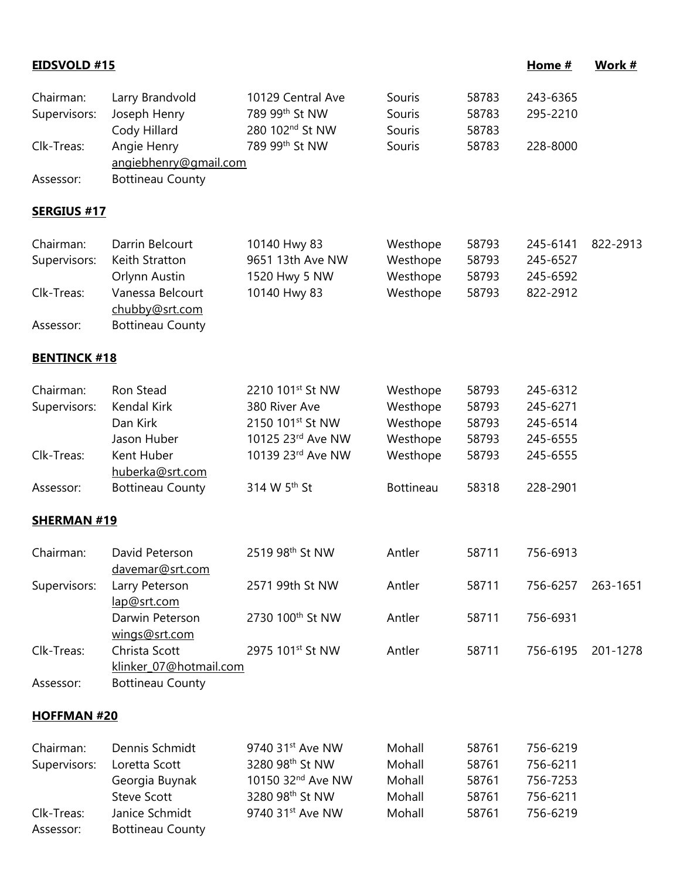## EIDSVOLD #15

| Role | Name | Address | City | Zip | Home # | Work # |
|---|---|---|---|---|---|---|
| Chairman: | Larry Brandvold | 10129 Central Ave | Souris | 58783 | 243-6365 | |
| Supervisors: | Joseph Henry | 789 99th St NW | Souris | 58783 | 295-2210 | |
| | Cody Hillard | 280 102nd St NW | Souris | 58783 | | |
| Clk-Treas: | Angie Henry<br>angiebhenry@gmail.com | 789 99th St NW | Souris | 58783 | 228-8000 | |
| Assessor: | Bottineau County | | | | | |

## SERGIUS #17

| Role | Name | Address | City | Zip | Home # | Work # |
|---|---|---|---|---|---|---|
| Chairman: | Darrin Belcourt | 10140 Hwy 83 | Westhope | 58793 | 245-6141 | 822-2913 |
| Supervisors: | Keith Stratton | 9651 13th Ave NW | Westhope | 58793 | 245-6527 | |
| | Orlynn Austin | 1520 Hwy 5 NW | Westhope | 58793 | 245-6592 | |
| Clk-Treas: | Vanessa Belcourt<br>chubby@srt.com | 10140 Hwy 83 | Westhope | 58793 | 822-2912 | |
| Assessor: | Bottineau County | | | | | |

## BENTINCK #18

| Role | Name | Address | City | Zip | Home # | Work # |
|---|---|---|---|---|---|---|
| Chairman: | Ron Stead | 2210 101st St NW | Westhope | 58793 | 245-6312 | |
| Supervisors: | Kendal Kirk | 380 River Ave | Westhope | 58793 | 245-6271 | |
| | Dan Kirk | 2150 101st St NW | Westhope | 58793 | 245-6514 | |
| | Jason Huber | 10125 23rd Ave NW | Westhope | 58793 | 245-6555 | |
| Clk-Treas: | Kent Huber<br>huberka@srt.com | 10139 23rd Ave NW | Westhope | 58793 | 245-6555 | |
| Assessor: | Bottineau County | 314 W 5th St | Bottineau | 58318 | 228-2901 | |

## SHERMAN #19

| Role | Name | Address | City | Zip | Home # | Work # |
|---|---|---|---|---|---|---|
| Chairman: | David Peterson<br>davemar@srt.com | 2519 98th St NW | Antler | 58711 | 756-6913 | |
| Supervisors: | Larry Peterson<br>lap@srt.com | 2571 99th St NW | Antler | 58711 | 756-6257 | 263-1651 |
| | Darwin Peterson<br>wings@srt.com | 2730 100th St NW | Antler | 58711 | 756-6931 | |
| Clk-Treas: | Christa Scott<br>klinker_07@hotmail.com | 2975 101st St NW | Antler | 58711 | 756-6195 | 201-1278 |
| Assessor: | Bottineau County | | | | | |

## HOFFMAN #20

| Role | Name | Address | City | Zip | Home # | Work # |
|---|---|---|---|---|---|---|
| Chairman: | Dennis Schmidt | 9740 31st Ave NW | Mohall | 58761 | 756-6219 | |
| Supervisors: | Loretta Scott | 3280 98th St NW | Mohall | 58761 | 756-6211 | |
| | Georgia Buynak | 10150 32nd Ave NW | Mohall | 58761 | 756-7253 | |
| | Steve Scott | 3280 98th St NW | Mohall | 58761 | 756-6211 | |
| Clk-Treas: | Janice Schmidt | 9740 31st Ave NW | Mohall | 58761 | 756-6219 | |
| Assessor: | Bottineau County | | | | | |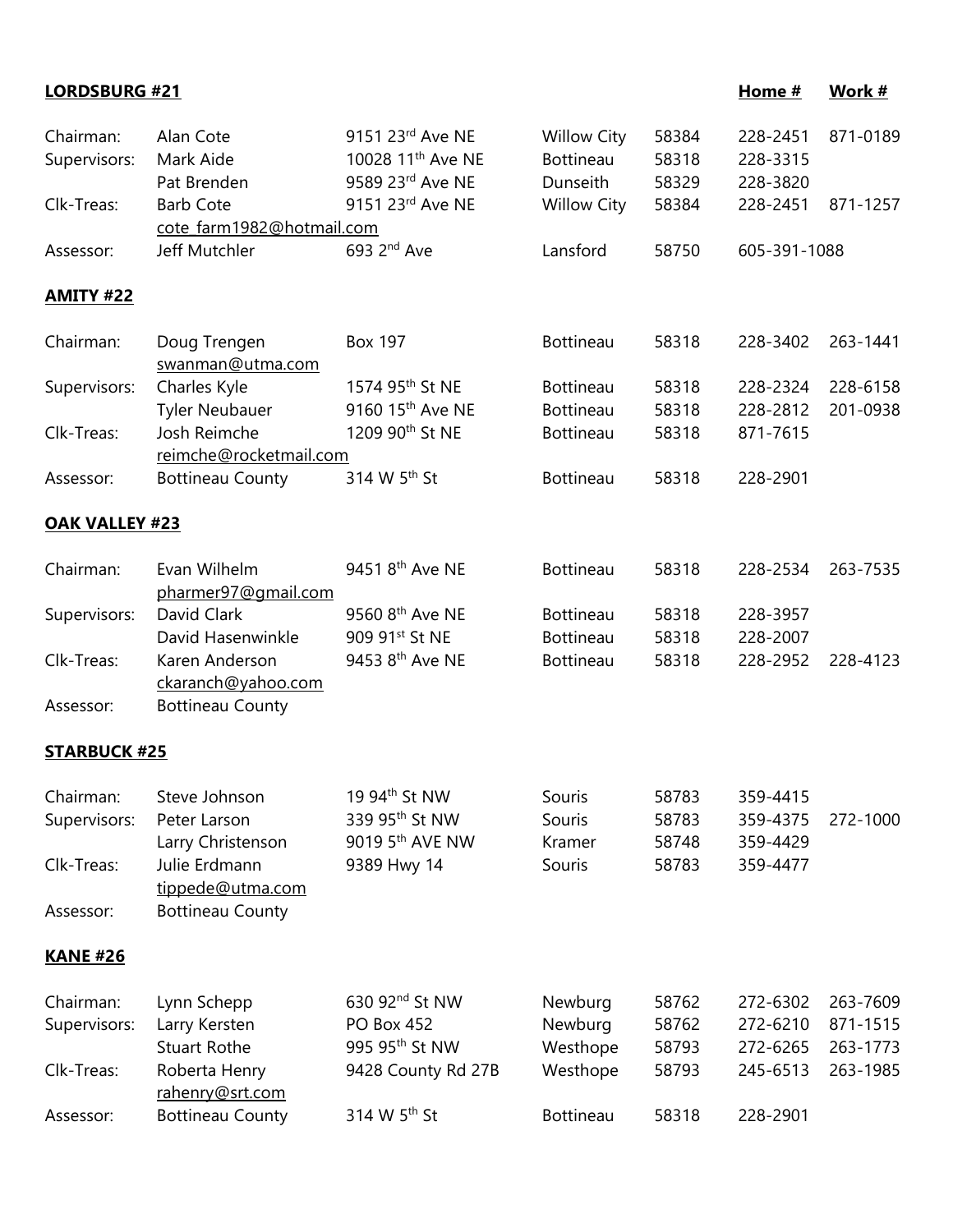## LORDSBURG #21

| | | | | | Home # | Work # |
|---|---|---|---|---|---|---|
| Chairman: | Alan Cote | 9151 23rd Ave NE | Willow City | 58384 | 228-2451 | 871-0189 |
| Supervisors: | Mark Aide | 10028 11th Ave NE | Bottineau | 58318 | 228-3315 | |
| | Pat Brenden | 9589 23rd Ave NE | Dunseith | 58329 | 228-3820 | |
| Clk-Treas: | Barb Cote | 9151 23rd Ave NE | Willow City | 58384 | 228-2451 | 871-1257 |
| | cote_farm1982@hotmail.com | | | | | |
| Assessor: | Jeff Mutchler | 693 2nd Ave | Lansford | 58750 | 605-391-1088 | |

## AMITY #22

| | | | | | | |
|---|---|---|---|---|---|---|
| Chairman: | Doug Trengen | Box 197 | Bottineau | 58318 | 228-3402 | 263-1441 |
| | swanman@utma.com | | | | | |
| Supervisors: | Charles Kyle | 1574 95th St NE | Bottineau | 58318 | 228-2324 | 228-6158 |
| | Tyler Neubauer | 9160 15th Ave NE | Bottineau | 58318 | 228-2812 | 201-0938 |
| Clk-Treas: | Josh Reimche | 1209 90th St NE | Bottineau | 58318 | 871-7615 | |
| | reimche@rocketmail.com | | | | | |
| Assessor: | Bottineau County | 314 W 5th St | Bottineau | 58318 | 228-2901 | |

## OAK VALLEY #23

| | | | | | | |
|---|---|---|---|---|---|---|
| Chairman: | Evan Wilhelm | 9451 8th Ave NE | Bottineau | 58318 | 228-2534 | 263-7535 |
| | pharmer97@gmail.com | | | | | |
| Supervisors: | David Clark | 9560 8th Ave NE | Bottineau | 58318 | 228-3957 | |
| | David Hasenwinkle | 909 91st St NE | Bottineau | 58318 | 228-2007 | |
| Clk-Treas: | Karen Anderson | 9453 8th Ave NE | Bottineau | 58318 | 228-2952 | 228-4123 |
| | ckaranch@yahoo.com | | | | | |
| Assessor: | Bottineau County | | | | | |

## STARBUCK #25

| | | | | | | |
|---|---|---|---|---|---|---|
| Chairman: | Steve Johnson | 19 94th St NW | Souris | 58783 | 359-4415 | |
| Supervisors: | Peter Larson | 339 95th St NW | Souris | 58783 | 359-4375 | 272-1000 |
| | Larry Christenson | 9019 5th AVE NW | Kramer | 58748 | 359-4429 | |
| Clk-Treas: | Julie Erdmann | 9389 Hwy 14 | Souris | 58783 | 359-4477 | |
| | tippede@utma.com | | | | | |
| Assessor: | Bottineau County | | | | | |

## KANE #26

| | | | | | | |
|---|---|---|---|---|---|---|
| Chairman: | Lynn Schepp | 630 92nd St NW | Newburg | 58762 | 272-6302 | 263-7609 |
| Supervisors: | Larry Kersten | PO Box 452 | Newburg | 58762 | 272-6210 | 871-1515 |
| | Stuart Rothe | 995 95th St NW | Westhope | 58793 | 272-6265 | 263-1773 |
| Clk-Treas: | Roberta Henry | 9428 County Rd 27B | Westhope | 58793 | 245-6513 | 263-1985 |
| | rahenry@srt.com | | | | | |
| Assessor: | Bottineau County | 314 W 5th St | Bottineau | 58318 | 228-2901 | |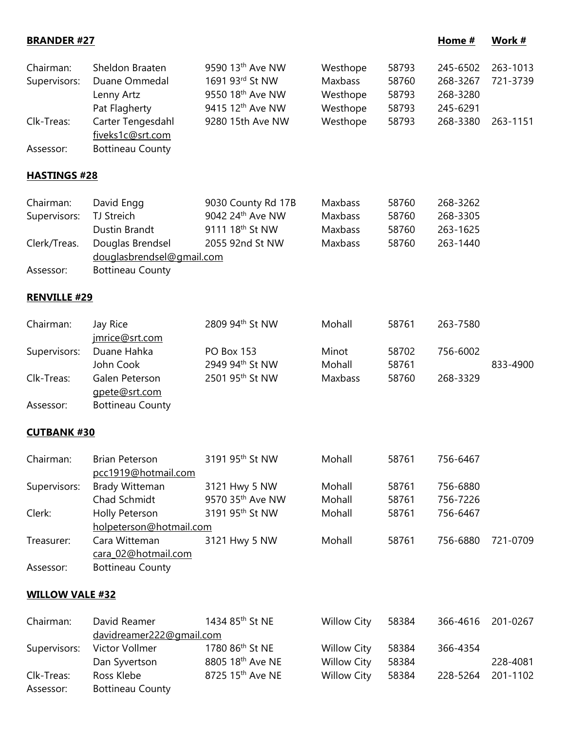## BRANDER #27

| | | | | | Home # | Work # |
|---|---|---|---|---|---|---|
| Chairman: | Sheldon Braaten | 9590 13th Ave NW | Westhope | 58793 | 245-6502 | 263-1013 |
| Supervisors: | Duane Ommedal | 1691 93rd St NW | Maxbass | 58760 | 268-3267 | 721-3739 |
| | Lenny Artz | 9550 18th Ave NW | Westhope | 58793 | 268-3280 | |
| | Pat Flagherty | 9415 12th Ave NW | Westhope | 58793 | 245-6291 | |
| Clk-Treas: | Carter Tengesdahl | 9280 15th Ave NW | Westhope | 58793 | 268-3380 | 263-1151 |
| | fiveks1c@srt.com | | | | | |
| Assessor: | Bottineau County | | | | | |

## HASTINGS #28

| | | | | | | |
|---|---|---|---|---|---|---|
| Chairman: | David Engg | 9030 County Rd 17B | Maxbass | 58760 | 268-3262 | |
| Supervisors: | TJ Streich | 9042 24th Ave NW | Maxbass | 58760 | 268-3305 | |
| | Dustin Brandt | 9111 18th St NW | Maxbass | 58760 | 263-1625 | |
| Clerk/Treas. | Douglas Brendsel | 2055 92nd St NW | Maxbass | 58760 | 263-1440 | |
| | douglasbrendsel@gmail.com | | | | | |
| Assessor: | Bottineau County | | | | | |

## RENVILLE #29

| | | | | | | |
|---|---|---|---|---|---|---|
| Chairman: | Jay Rice | 2809 94th St NW | Mohall | 58761 | 263-7580 | |
| | jmrice@srt.com | | | | | |
| Supervisors: | Duane Hahka | PO Box 153 | Minot | 58702 | 756-6002 | |
| | John Cook | 2949 94th St NW | Mohall | 58761 | | 833-4900 |
| Clk-Treas: | Galen Peterson | 2501 95th St NW | Maxbass | 58760 | 268-3329 | |
| | gpete@srt.com | | | | | |
| Assessor: | Bottineau County | | | | | |

## CUTBANK #30

| | | | | | | |
|---|---|---|---|---|---|---|
| Chairman: | Brian Peterson | 3191 95th St NW | Mohall | 58761 | 756-6467 | |
| | pcc1919@hotmail.com | | | | | |
| Supervisors: | Brady Witteman | 3121 Hwy 5 NW | Mohall | 58761 | 756-6880 | |
| | Chad Schmidt | 9570 35th Ave NW | Mohall | 58761 | 756-7226 | |
| Clerk: | Holly Peterson | 3191 95th St NW | Mohall | 58761 | 756-6467 | |
| | holpeterson@hotmail.com | | | | | |
| Treasurer: | Cara Witteman | 3121 Hwy 5 NW | Mohall | 58761 | 756-6880 | 721-0709 |
| | cara_02@hotmail.com | | | | | |
| Assessor: | Bottineau County | | | | | |

## WILLOW VALE #32

| | | | | | | |
|---|---|---|---|---|---|---|
| Chairman: | David Reamer | 1434 85th St NE | Willow City | 58384 | 366-4616 | 201-0267 |
| | davidreamer222@gmail.com | | | | | |
| Supervisors: | Victor Vollmer | 1780 86th St NE | Willow City | 58384 | 366-4354 | |
| | Dan Syvertson | 8805 18th Ave NE | Willow City | 58384 | | 228-4081 |
| Clk-Treas: | Ross Klebe | 8725 15th Ave NE | Willow City | 58384 | 228-5264 | 201-1102 |
| Assessor: | Bottineau County | | | | | |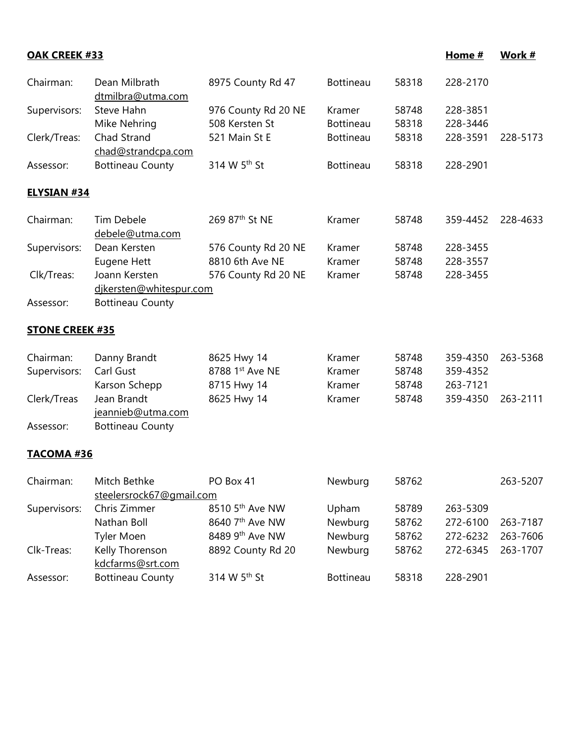**OAK CREEK #33**

| | | | | | Home # | Work # |
|---|---|---|---|---|---|---|
| Chairman: | Dean Milbrath<br>dtmilbra@utma.com | 8975 County Rd 47 | Bottineau | 58318 | 228-2170 | |
| Supervisors: | Steve Hahn | 976 County Rd 20 NE | Kramer | 58748 | 228-3851 | |
| | Mike Nehring | 508 Kersten St | Bottineau | 58318 | 228-3446 | |
| Clerk/Treas: | Chad Strand<br>chad@strandcpa.com | 521 Main St E | Bottineau | 58318 | 228-3591 | 228-5173 |
| Assessor: | Bottineau County | 314 W 5th St | Bottineau | 58318 | 228-2901 | |

**ELYSIAN #34**

| | | | | | | |
|---|---|---|---|---|---|---|
| Chairman: | Tim Debele<br>debele@utma.com | 269 87th St NE | Kramer | 58748 | 359-4452 | 228-4633 |
| Supervisors: | Dean Kersten | 576 County Rd 20 NE | Kramer | 58748 | 228-3455 | |
| | Eugene Hett | 8810 6th Ave NE | Kramer | 58748 | 228-3557 | |
| Clk/Treas: | Joann Kersten<br>djkersten@whitespur.com | 576 County Rd 20 NE | Kramer | 58748 | 228-3455 | |
| Assessor: | Bottineau County | | | | | |

**STONE CREEK #35**

| | | | | | | |
|---|---|---|---|---|---|---|
| Chairman: | Danny Brandt | 8625 Hwy 14 | Kramer | 58748 | 359-4350 | 263-5368 |
| Supervisors: | Carl Gust | 8788 1st Ave NE | Kramer | 58748 | 359-4352 | |
| | Karson Schepp | 8715 Hwy 14 | Kramer | 58748 | 263-7121 | |
| Clerk/Treas | Jean Brandt<br>jeannieb@utma.com | 8625 Hwy 14 | Kramer | 58748 | 359-4350 | 263-2111 |
| Assessor: | Bottineau County | | | | | |

**TACOMA #36**

| | | | | | | |
|---|---|---|---|---|---|---|
| Chairman: | Mitch Bethke<br>steelersrock67@gmail.com | PO Box 41 | Newburg | 58762 | | 263-5207 |
| Supervisors: | Chris Zimmer | 8510 5th Ave NW | Upham | 58789 | 263-5309 | |
| | Nathan Boll | 8640 7th Ave NW | Newburg | 58762 | 272-6100 | 263-7187 |
| | Tyler Moen | 8489 9th Ave NW | Newburg | 58762 | 272-6232 | 263-7606 |
| Clk-Treas: | Kelly Thorenson<br>kdcfarms@srt.com | 8892 County Rd 20 | Newburg | 58762 | 272-6345 | 263-1707 |
| Assessor: | Bottineau County | 314 W 5th St | Bottineau | 58318 | 228-2901 | |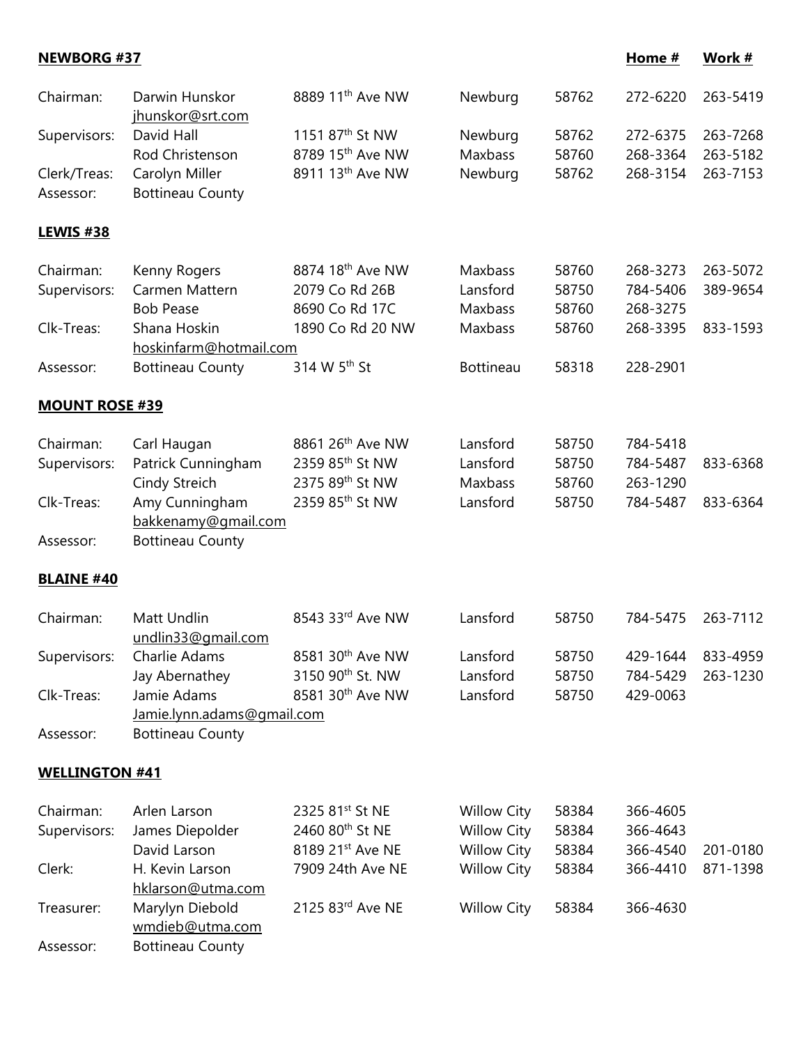**NEWBORG #37**

| | | | | | Home # | Work # |
|---|---|---|---|---|---|---|
| Chairman: | Darwin Hunskor<br>jhunskor@srt.com | 8889 11th Ave NW | Newburg | 58762 | 272-6220 | 263-5419 |
| Supervisors: | David Hall | 1151 87th St NW | Newburg | 58762 | 272-6375 | 263-7268 |
| | Rod Christenson | 8789 15th Ave NW | Maxbass | 58760 | 268-3364 | 263-5182 |
| Clerk/Treas: | Carolyn Miller | 8911 13th Ave NW | Newburg | 58762 | 268-3154 | 263-7153 |
| Assessor: | Bottineau County | | | | | |

**LEWIS #38**

| | | | | | | |
|---|---|---|---|---|---|---|
| Chairman: | Kenny Rogers | 8874 18th Ave NW | Maxbass | 58760 | 268-3273 | 263-5072 |
| Supervisors: | Carmen Mattern | 2079 Co Rd 26B | Lansford | 58750 | 784-5406 | 389-9654 |
| | Bob Pease | 8690 Co Rd 17C | Maxbass | 58760 | 268-3275 | |
| Clk-Treas: | Shana Hoskin<br>hoskinfarm@hotmail.com | 1890 Co Rd 20 NW | Maxbass | 58760 | 268-3395 | 833-1593 |
| Assessor: | Bottineau County | 314 W 5th St | Bottineau | 58318 | 228-2901 | |

**MOUNT ROSE #39**

| | | | | | | |
|---|---|---|---|---|---|---|
| Chairman: | Carl Haugan | 8861 26th Ave NW | Lansford | 58750 | 784-5418 | |
| Supervisors: | Patrick Cunningham | 2359 85th St NW | Lansford | 58750 | 784-5487 | 833-6368 |
| | Cindy Streich | 2375 89th St NW | Maxbass | 58760 | 263-1290 | |
| Clk-Treas: | Amy Cunningham<br>bakkenamy@gmail.com | 2359 85th St NW | Lansford | 58750 | 784-5487 | 833-6364 |
| Assessor: | Bottineau County | | | | | |

**BLAINE #40**

| | | | | | | |
|---|---|---|---|---|---|---|
| Chairman: | Matt Undlin<br>undlin33@gmail.com | 8543 33rd Ave NW | Lansford | 58750 | 784-5475 | 263-7112 |
| Supervisors: | Charlie Adams | 8581 30th Ave NW | Lansford | 58750 | 429-1644 | 833-4959 |
| | Jay Abernathey | 3150 90th St. NW | Lansford | 58750 | 784-5429 | 263-1230 |
| Clk-Treas: | Jamie Adams<br>Jamie.lynn.adams@gmail.com | 8581 30th Ave NW | Lansford | 58750 | 429-0063 | |
| Assessor: | Bottineau County | | | | | |

**WELLINGTON #41**

| | | | | | | |
|---|---|---|---|---|---|---|
| Chairman: | Arlen Larson | 2325 81st St NE | Willow City | 58384 | 366-4605 | |
| Supervisors: | James Diepolder | 2460 80th St NE | Willow City | 58384 | 366-4643 | |
| | David Larson | 8189 21st Ave NE | Willow City | 58384 | 366-4540 | 201-0180 |
| Clerk: | H. Kevin Larson<br>hklarson@utma.com | 7909 24th Ave NE | Willow City | 58384 | 366-4410 | 871-1398 |
| Treasurer: | Marylyn Diebold<br>wmdieb@utma.com | 2125 83rd Ave NE | Willow City | 58384 | 366-4630 | |
| Assessor: | Bottineau County | | | | | |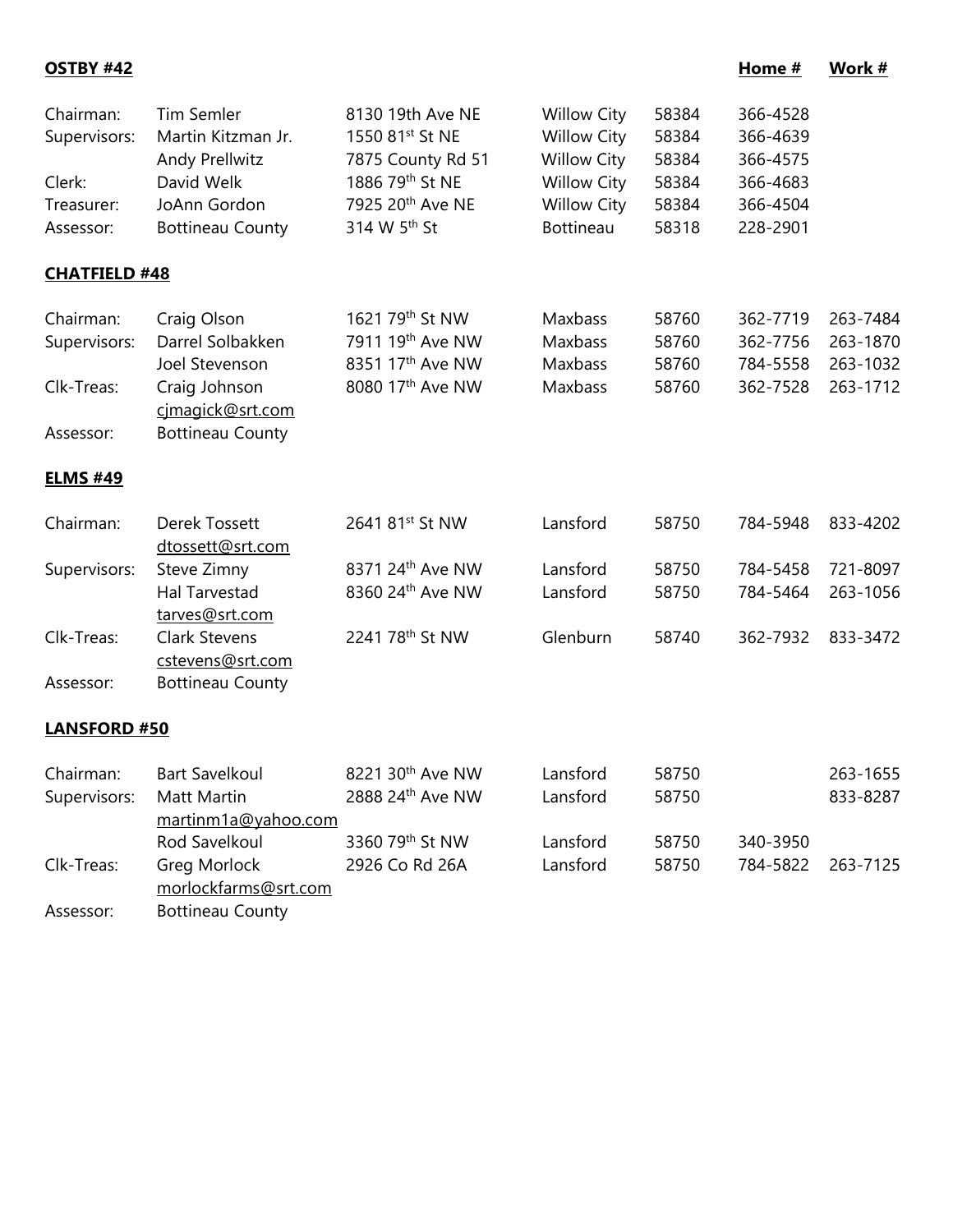| **OSTBY #42** | | | | | **Home #** | **Work #** |
|---|---|---|---|---|---|---|
| Chairman: | Tim Semler | 8130 19th Ave NE | Willow City | 58384 | 366-4528 | |
| Supervisors: | Martin Kitzman Jr. | 1550 81st St NE | Willow City | 58384 | 366-4639 | |
| | Andy Prellwitz | 7875 County Rd 51 | Willow City | 58384 | 366-4575 | |
| Clerk: | David Welk | 1886 79th St NE | Willow City | 58384 | 366-4683 | |
| Treasurer: | JoAnn Gordon | 7925 20th Ave NE | Willow City | 58384 | 366-4504 | |
| Assessor: | Bottineau County | 314 W 5th St | Bottineau | 58318 | 228-2901 | |

**CHATFIELD #48**

| | | | | | | |
|---|---|---|---|---|---|---|
| Chairman: | Craig Olson | 1621 79th St NW | Maxbass | 58760 | 362-7719 | 263-7484 |
| Supervisors: | Darrel Solbakken | 7911 19th Ave NW | Maxbass | 58760 | 362-7756 | 263-1870 |
| | Joel Stevenson | 8351 17th Ave NW | Maxbass | 58760 | 784-5558 | 263-1032 |
| Clk-Treas: | Craig Johnson<br>cjmagick@srt.com | 8080 17th Ave NW | Maxbass | 58760 | 362-7528 | 263-1712 |
| Assessor: | Bottineau County | | | | | |

**ELMS #49**

| | | | | | | |
|---|---|---|---|---|---|---|
| Chairman: | Derek Tossett<br>dtossett@srt.com | 2641 81st St NW | Lansford | 58750 | 784-5948 | 833-4202 |
| Supervisors: | Steve Zimny | 8371 24th Ave NW | Lansford | 58750 | 784-5458 | 721-8097 |
| | Hal Tarvestad<br>tarves@srt.com | 8360 24th Ave NW | Lansford | 58750 | 784-5464 | 263-1056 |
| Clk-Treas: | Clark Stevens<br>cstevens@srt.com | 2241 78th St NW | Glenburn | 58740 | 362-7932 | 833-3472 |
| Assessor: | Bottineau County | | | | | |

**LANSFORD #50**

| | | | | | | |
|---|---|---|---|---|---|---|
| Chairman: | Bart Savelkoul | 8221 30th Ave NW | Lansford | 58750 | | 263-1655 |
| Supervisors: | Matt Martin<br>martinm1a@yahoo.com | 2888 24th Ave NW | Lansford | 58750 | | 833-8287 |
| | Rod Savelkoul | 3360 79th St NW | Lansford | 58750 | 340-3950 | |
| Clk-Treas: | Greg Morlock<br>morlockfarms@srt.com | 2926 Co Rd 26A | Lansford | 58750 | 784-5822 | 263-7125 |
| Assessor: | Bottineau County | | | | | |